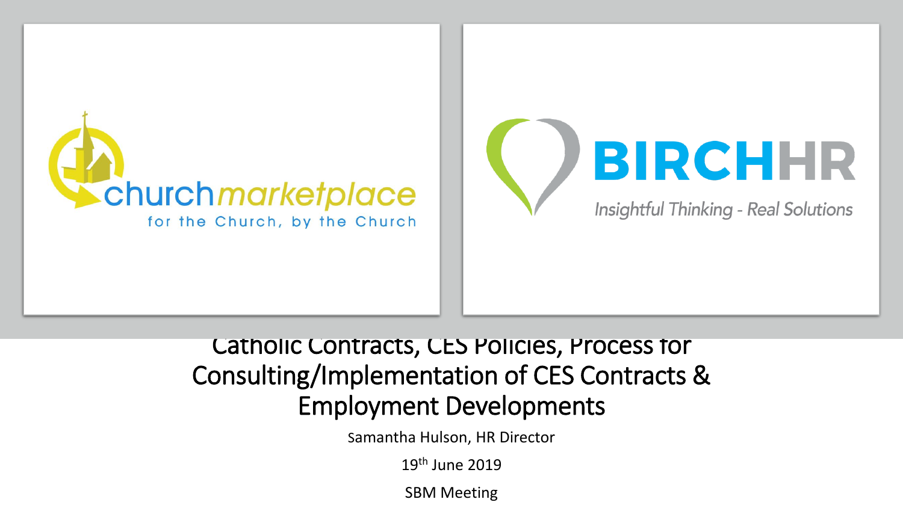churchmarketplace

for the Church, by the Church

BIRCHHR

*Insightful Thinking - Real Solutions*

# Catholic Contracts, CES Policies, Process for Consulting/Implementation of CES Contracts & Employment Developments

Samantha Hulson, HR Director

19th June 2019

SBM Meeting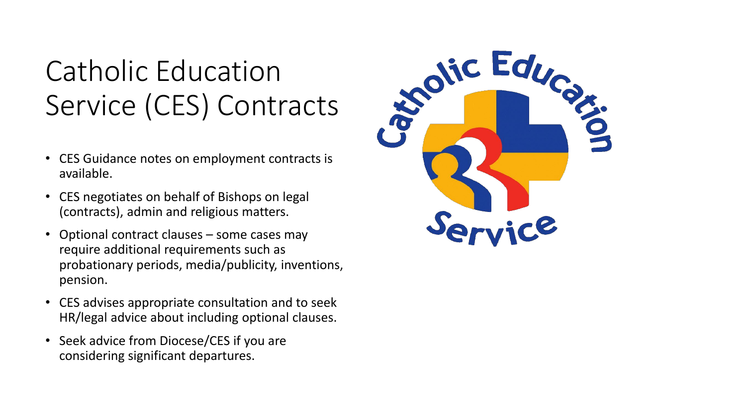# Catholic Education Service (CES) Contracts

- CES Guidance notes on employment contracts is available.
- CES negotiates on behalf of Bishops on legal (contracts), admin and religious matters.
- Optional contract clauses – some cases may require additional requirements such as probationary periods, media/publicity, inventions, pension.
- CES advises appropriate consultation and to seek HR/legal advice about including optional clauses.
- Seek advice from Diocese/CES if you are considering significant departures.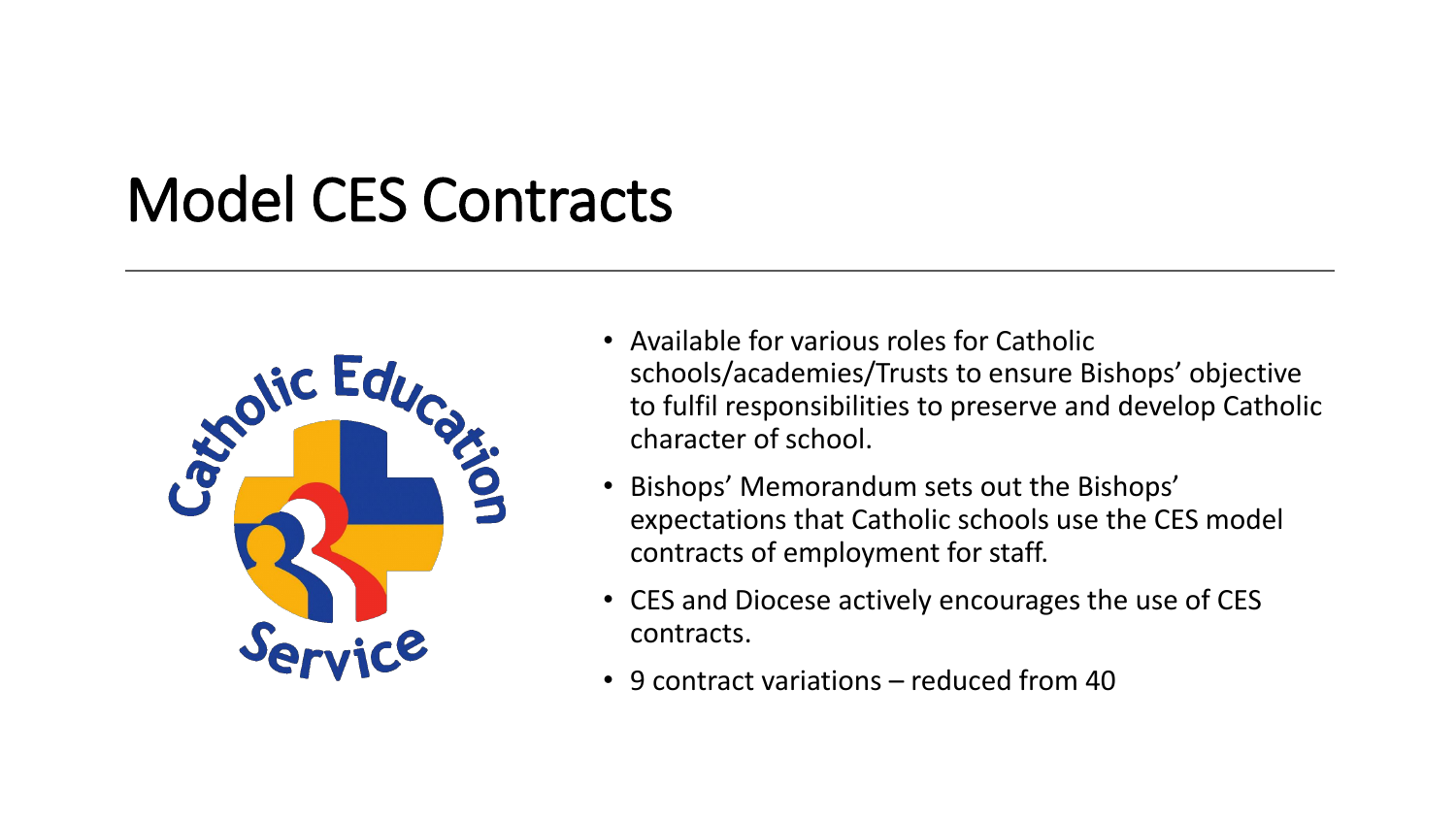# Model CES Contracts

- Available for various roles for Catholic schools/academies/Trusts to ensure Bishops' objective to fulfil responsibilities to preserve and develop Catholic character of school.
- Bishops' Memorandum sets out the Bishops' expectations that Catholic schools use the CES model contracts of employment for staff.
- CES and Diocese actively encourages the use of CES contracts.
- 9 contract variations – reduced from 40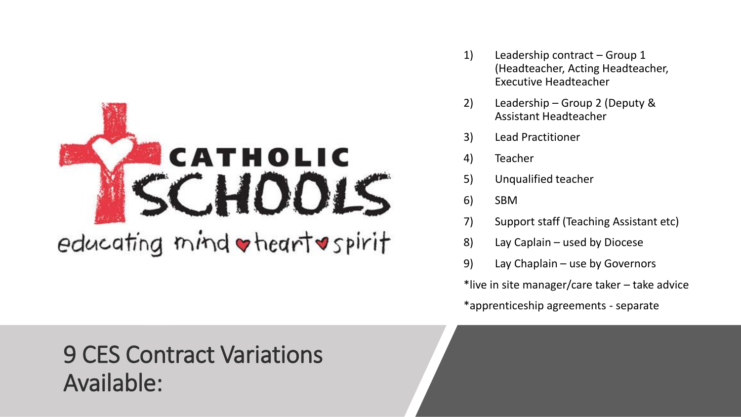# 9 CES Contract Variations Available:

1) Leadership contract – Group 1 (Headteacher, Acting Headteacher, Executive Headteacher
2) Leadership – Group 2 (Deputy & Assistant Headteacher
3) Lead Practitioner
4) Teacher
5) Unqualified teacher
6) SBM
7) Support staff (Teaching Assistant etc)
8) Lay Caplain – used by Diocese
9) Lay Chaplain – use by Governors

*live in site manager/care taker – take advice

*apprenticeship agreements - separate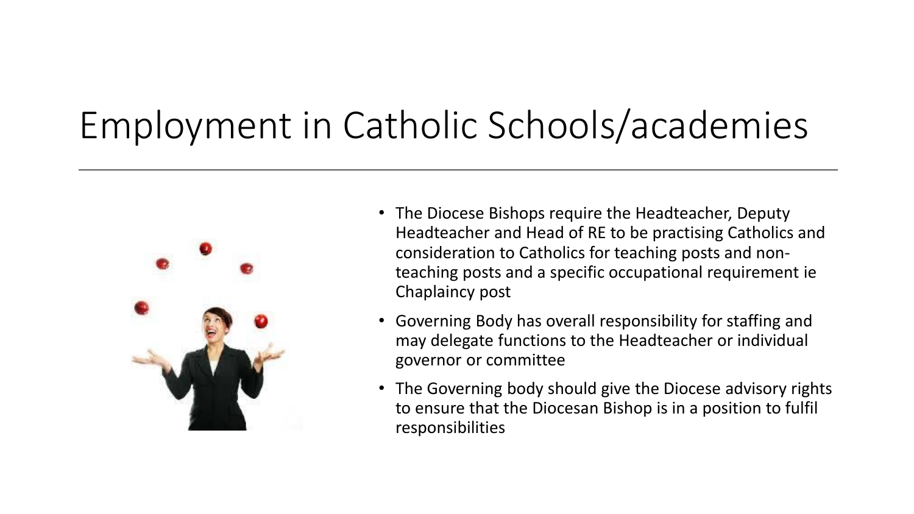# Employment in Catholic Schools/academies

- The Diocese Bishops require the Headteacher, Deputy Headteacher and Head of RE to be practising Catholics and consideration to Catholics for teaching posts and non-teaching posts and a specific occupational requirement ie Chaplaincy post
- Governing Body has overall responsibility for staffing and may delegate functions to the Headteacher or individual governor or committee
- The Governing body should give the Diocese advisory rights to ensure that the Diocesan Bishop is in a position to fulfil responsibilities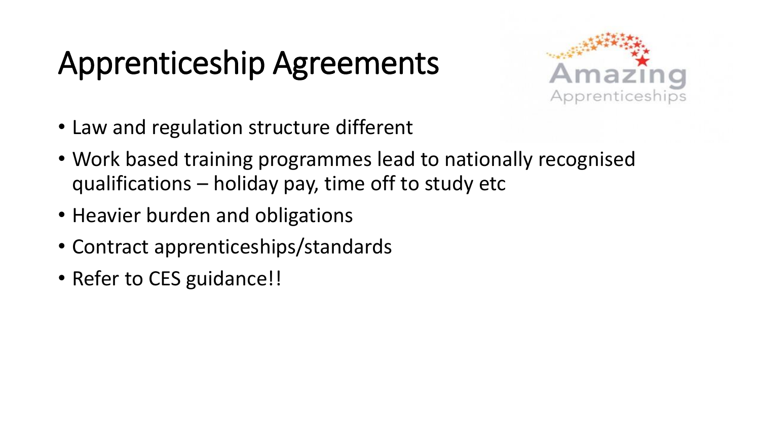# Apprenticeship Agreements

- Law and regulation structure different
- Work based training programmes lead to nationally recognised qualifications – holiday pay, time off to study etc
- Heavier burden and obligations
- Contract apprenticeships/standards
- Refer to CES guidance!!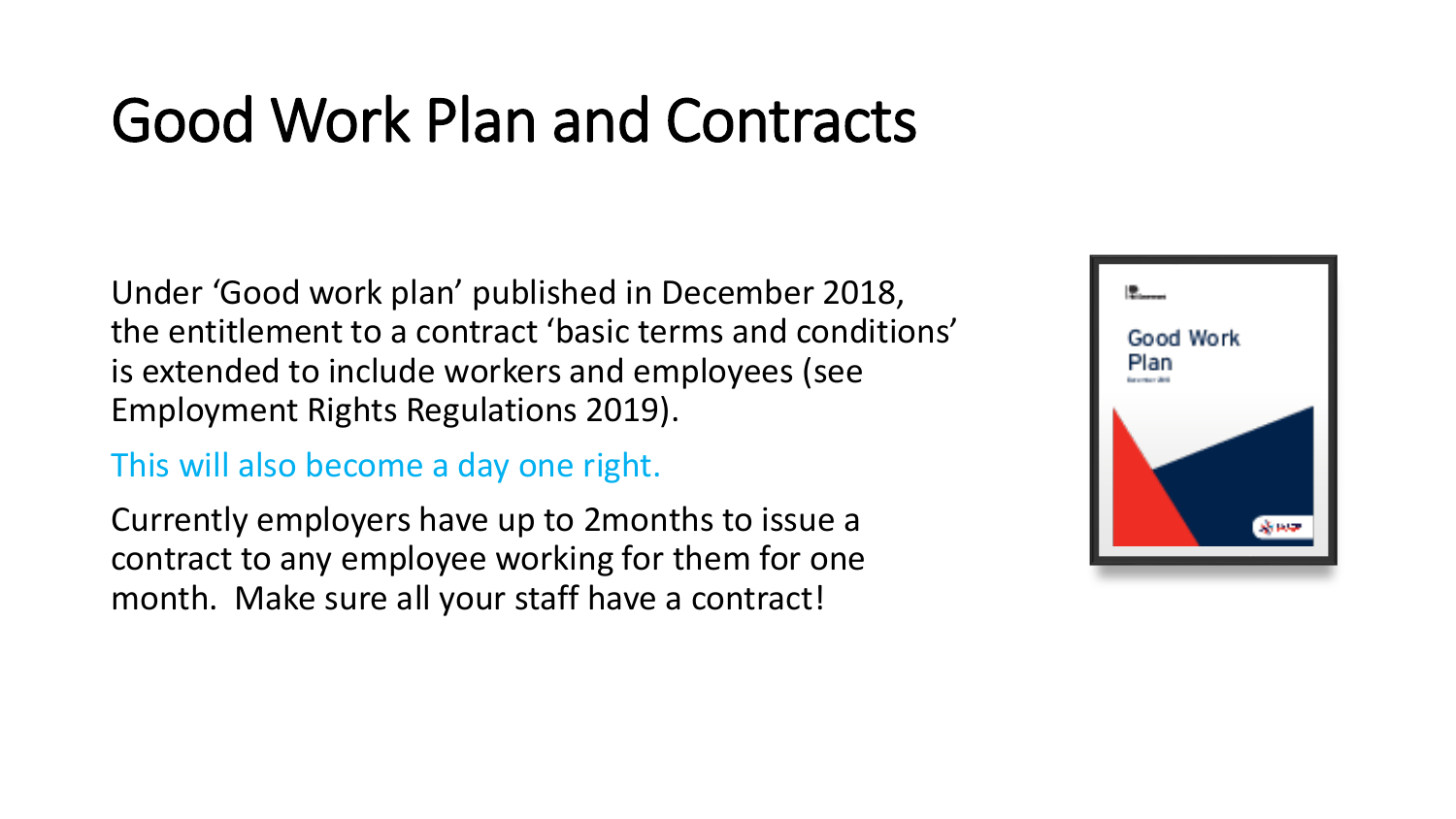# Good Work Plan and Contracts

Under 'Good work plan' published in December 2018, the entitlement to a contract 'basic terms and conditions' is extended to include workers and employees (see Employment Rights Regulations 2019).

This will also become a day one right.

Currently employers have up to 2months to issue a contract to any employee working for them for one month. Make sure all your staff have a contract!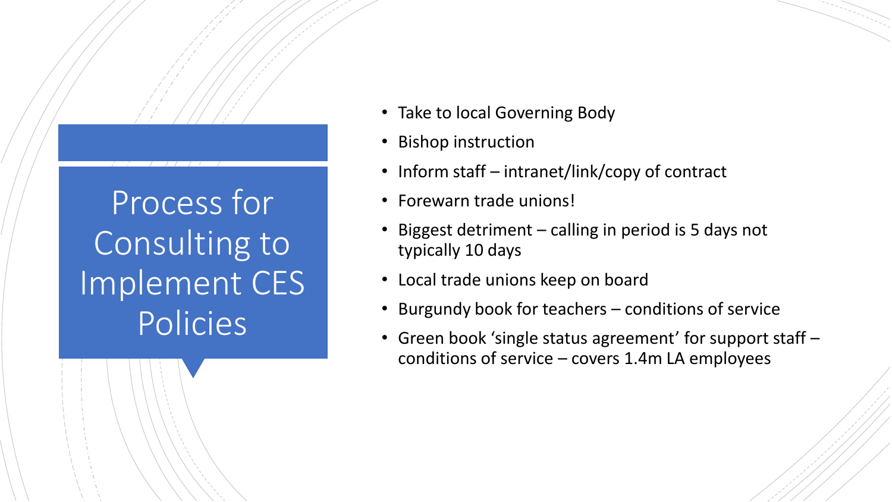# Process for Consulting to Implement CES Policies

- Take to local Governing Body
- Bishop instruction
- Inform staff – intranet/link/copy of contract
- Forewarn trade unions!
- Biggest detriment – calling in period is 5 days not typically 10 days
- Local trade unions keep on board
- Burgundy book for teachers – conditions of service
- Green book 'single status agreement' for support staff – conditions of service – covers 1.4m LA employees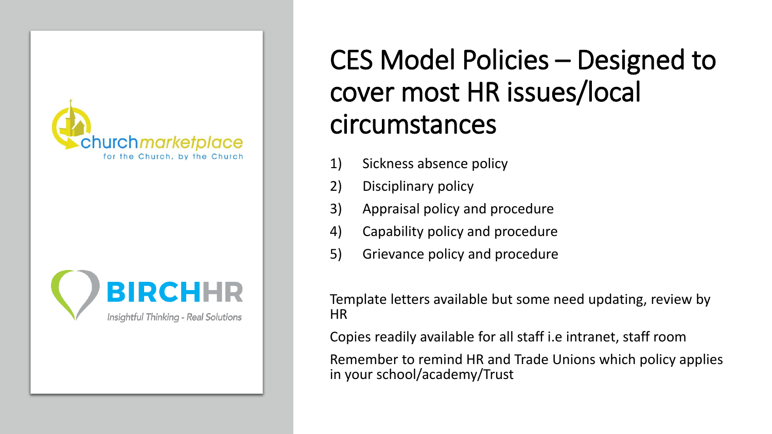churchmarketplace
for the Church, by the Church

BIRCHHR
Insightful Thinking - Real Solutions

# CES Model Policies – Designed to cover most HR issues/local circumstances

1) Sickness absence policy
2) Disciplinary policy
3) Appraisal policy and procedure
4) Capability policy and procedure
5) Grievance policy and procedure

Template letters available but some need updating, review by HR

Copies readily available for all staff i.e intranet, staff room

Remember to remind HR and Trade Unions which policy applies in your school/academy/Trust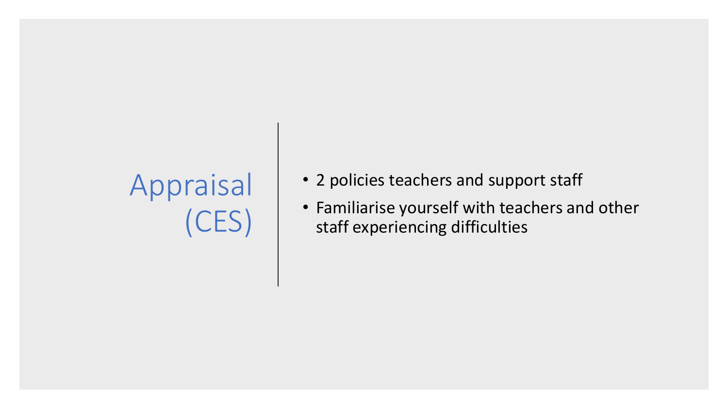# Appraisal (CES)

- 2 policies teachers and support staff
- Familiarise yourself with teachers and other staff experiencing difficulties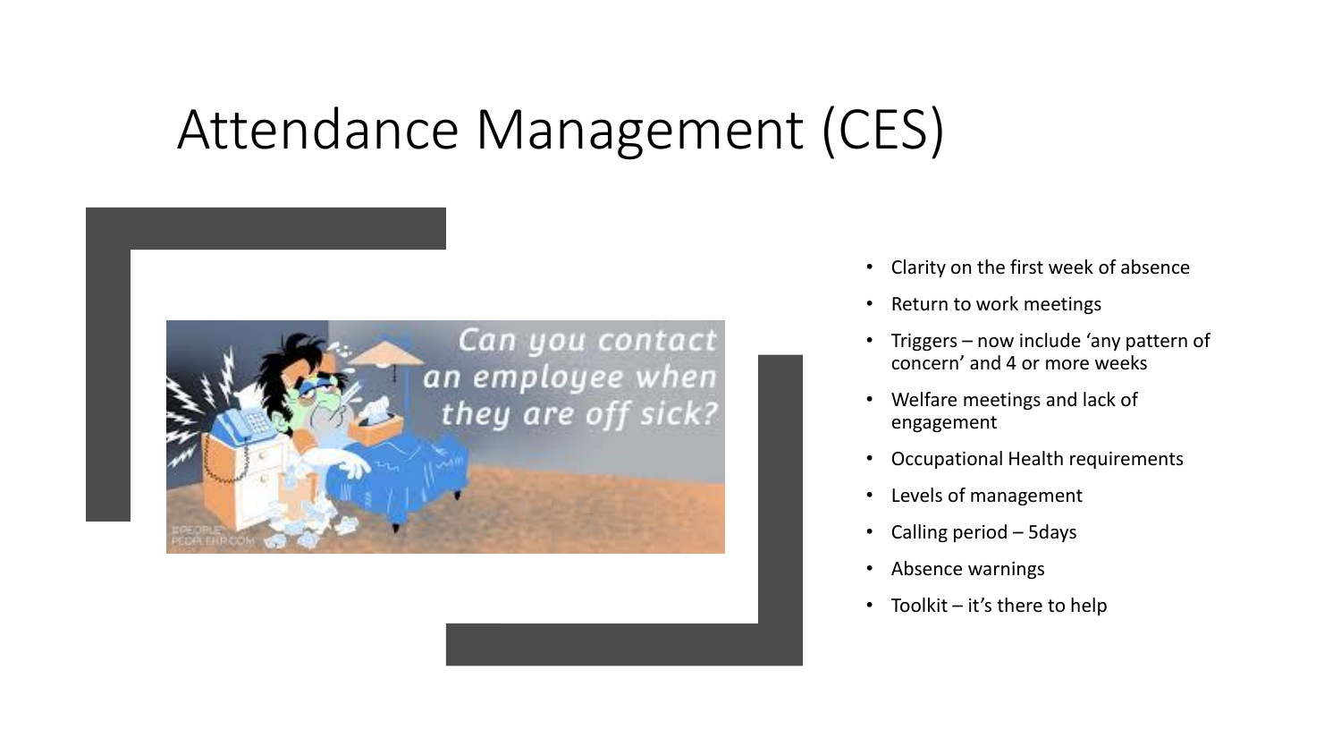# Attendance Management (CES)

- Clarity on the first week of absence
- Return to work meetings
- Triggers – now include 'any pattern of concern' and 4 or more weeks
- Welfare meetings and lack of engagement
- Occupational Health requirements
- Levels of management
- Calling period – 5days
- Absence warnings
- Toolkit – it's there to help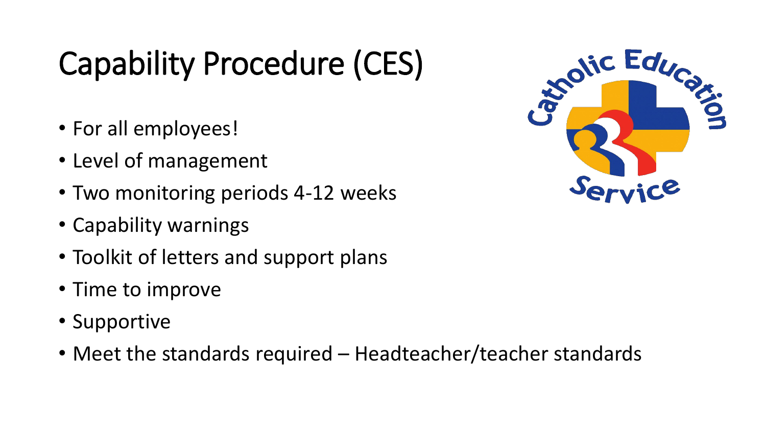# Capability Procedure (CES)

- For all employees!
- Level of management
- Two monitoring periods 4-12 weeks
- Capability warnings
- Toolkit of letters and support plans
- Time to improve
- Supportive
- Meet the standards required – Headteacher/teacher standards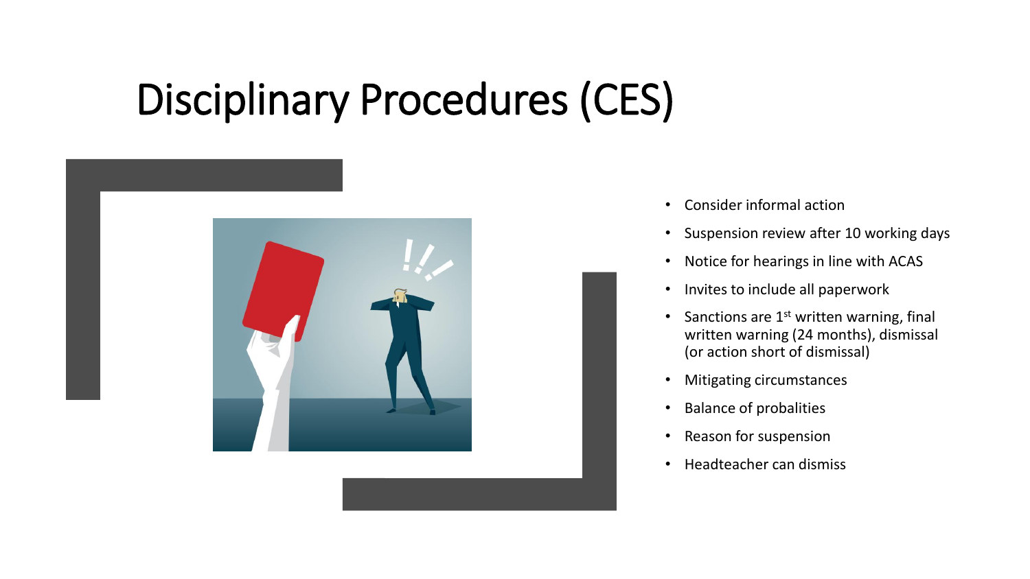# Disciplinary Procedures (CES)

- Consider informal action
- Suspension review after 10 working days
- Notice for hearings in line with ACAS
- Invites to include all paperwork
- Sanctions are 1st written warning, final written warning (24 months), dismissal (or action short of dismissal)
- Mitigating circumstances
- Balance of probalities
- Reason for suspension
- Headteacher can dismiss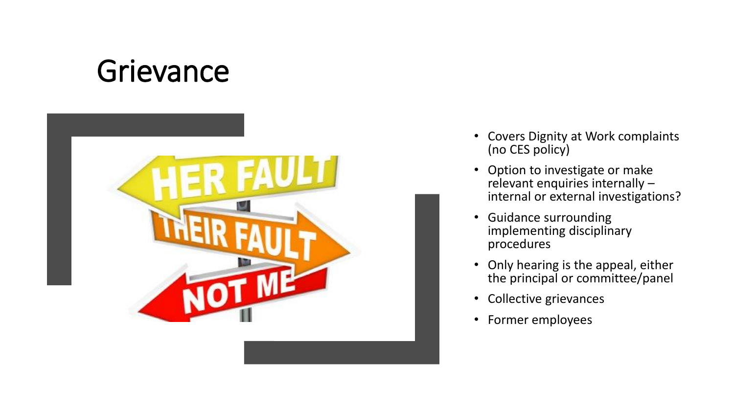# Grievance

- Covers Dignity at Work complaints (no CES policy)
- Option to investigate or make relevant enquiries internally – internal or external investigations?
- Guidance surrounding implementing disciplinary procedures
- Only hearing is the appeal, either the principal or committee/panel
- Collective grievances
- Former employees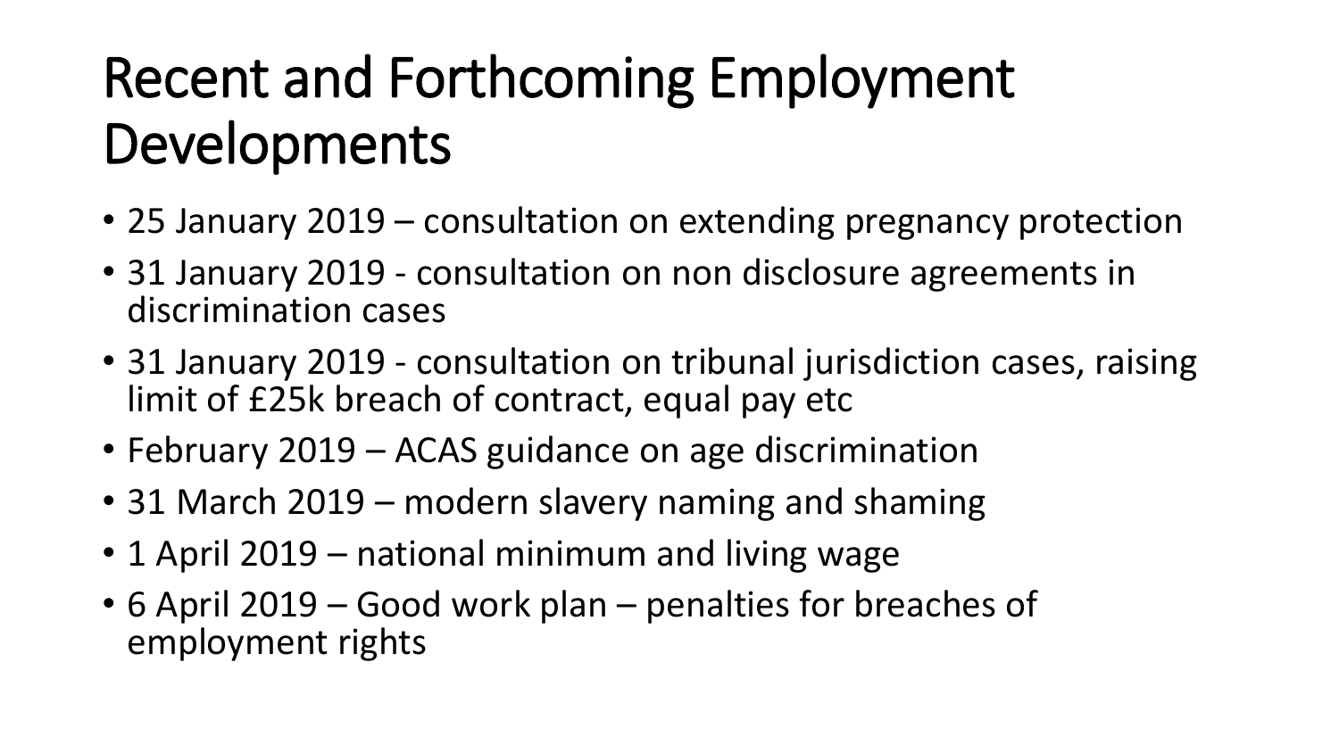# Recent and Forthcoming Employment Developments

- 25 January 2019 – consultation on extending pregnancy protection
- 31 January 2019 - consultation on non disclosure agreements in discrimination cases
- 31 January 2019 - consultation on tribunal jurisdiction cases, raising limit of £25k breach of contract, equal pay etc
- February 2019 – ACAS guidance on age discrimination
- 31 March 2019 – modern slavery naming and shaming
- 1 April 2019 – national minimum and living wage
- 6 April 2019 – Good work plan – penalties for breaches of employment rights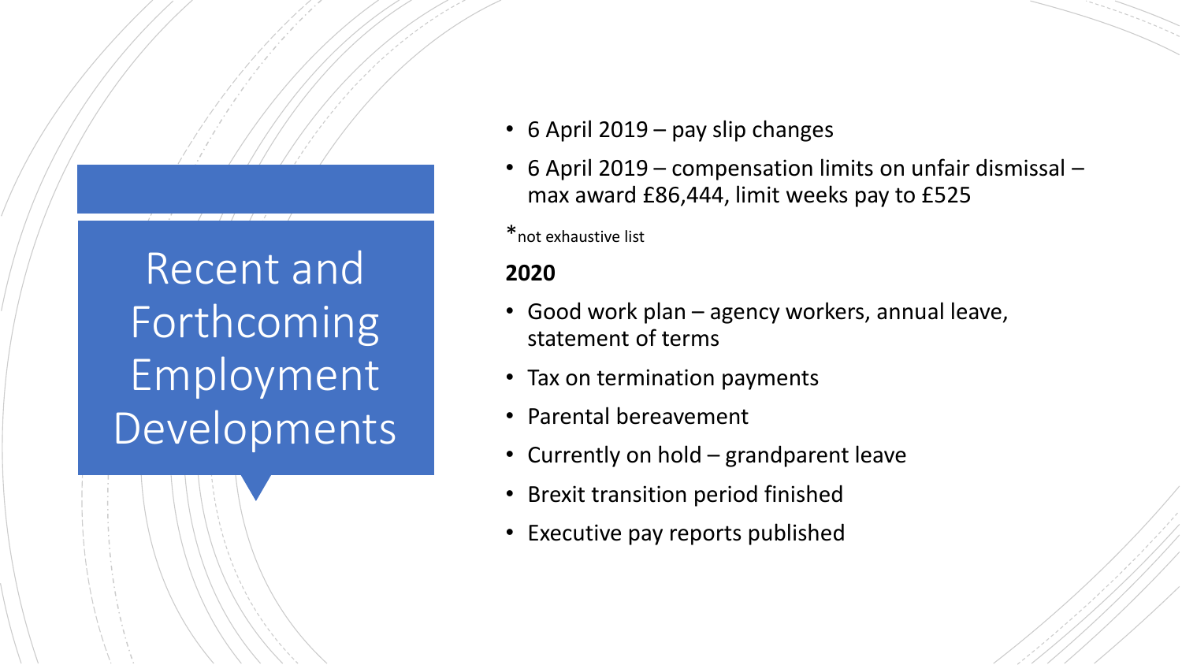# Recent and Forthcoming Employment Developments

- 6 April 2019 – pay slip changes
- 6 April 2019 – compensation limits on unfair dismissal – max award £86,444, limit weeks pay to £525

*not exhaustive list

**2020**

- Good work plan – agency workers, annual leave, statement of terms
- Tax on termination payments
- Parental bereavement
- Currently on hold – grandparent leave
- Brexit transition period finished
- Executive pay reports published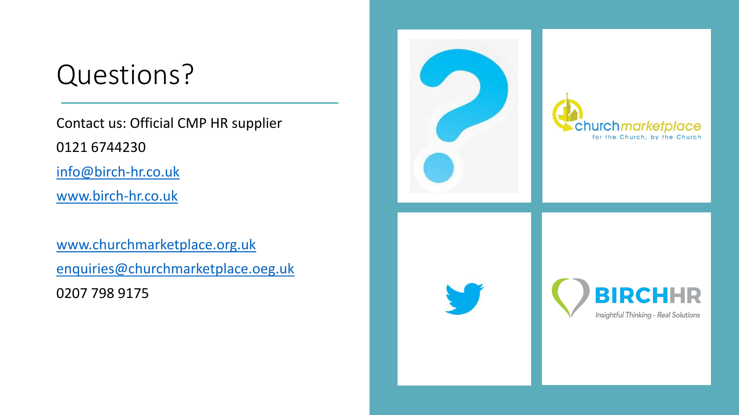# Questions?

Contact us: Official CMP HR supplier

0121 6744230

info@birch-hr.co.uk

www.birch-hr.co.uk

www.churchmarketplace.org.uk

enquiries@churchmarketplace.oeg.uk

0207 798 9175